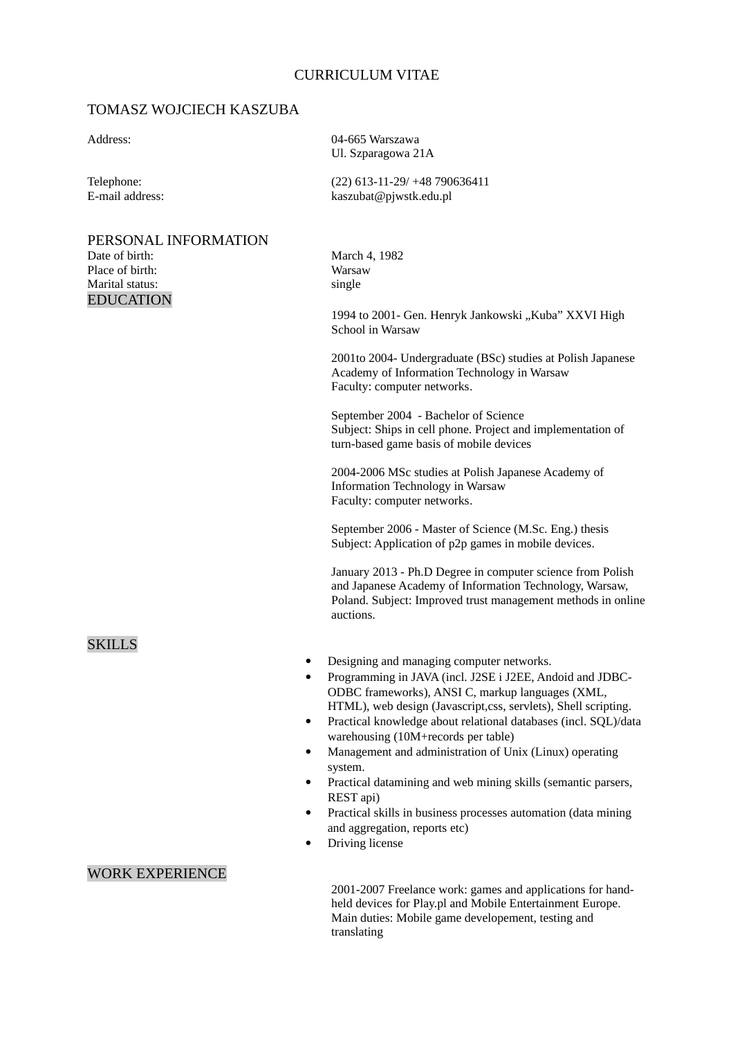# CURRICULUM VITAE

## TOMASZ WOJCIECH KASZUBA

| | |
|---|---|
| Address: | 04-665 Warszawa<br>Ul. Szparagowa 21A |
| Telephone: | (22) 613-11-29/ +48 790636411 |
| E-mail address: | kaszubat@pjwstk.edu.pl |

## PERSONAL INFORMATION

| | |
|---|---|
| Date of birth: | March 4, 1982 |
| Place of birth: | Warsaw |
| Marital status: | single |

## EDUCATION

1994 to 2001- Gen. Henryk Jankowski „Kuba" XXVI High School in Warsaw

2001to 2004- Undergraduate (BSc) studies at Polish Japanese Academy of Information Technology in Warsaw
Faculty: computer networks.

September 2004 - Bachelor of Science
Subject: Ships in cell phone. Project and implementation of turn-based game basis of mobile devices

2004-2006 MSc studies at Polish Japanese Academy of Information Technology in Warsaw
Faculty: computer networks.

September 2006 - Master of Science (M.Sc. Eng.) thesis
Subject: Application of p2p games in mobile devices.

January 2013 - Ph.D Degree in computer science from Polish and Japanese Academy of Information Technology, Warsaw, Poland. Subject: Improved trust management methods in online auctions.

## SKILLS

- Designing and managing computer networks.
- Programming in JAVA (incl. J2SE i J2EE, Andoid and JDBC-ODBC frameworks), ANSI C, markup languages (XML, HTML), web design (Javascript,css, servlets), Shell scripting.
- Practical knowledge about relational databases (incl. SQL)/data warehousing (10M+records per table)
- Management and administration of Unix (Linux) operating system.
- Practical datamining and web mining skills (semantic parsers, REST api)
- Practical skills in business processes automation (data mining and aggregation, reports etc)
- Driving license

## WORK EXPERIENCE

2001-2007 Freelance work: games and applications for hand-held devices for Play.pl and Mobile Entertainment Europe. Main duties: Mobile game developement, testing and translating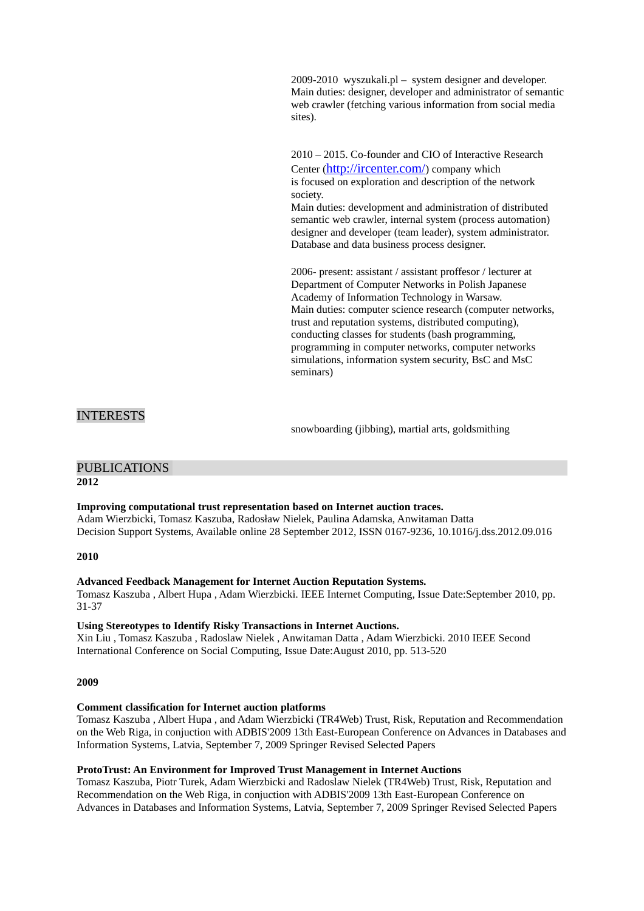2009-2010 wyszukali.pl – system designer and developer.
Main duties: designer, developer and administrator of semantic web crawler (fetching various information from social media sites).

2010 – 2015. Co-founder and CIO of Interactive Research Center (http://ircenter.com/) company which is focused on exploration and description of the network society.
Main duties: development and administration of distributed semantic web crawler, internal system (process automation) designer and developer (team leader), system administrator. Database and data business process designer.

2006- present: assistant / assistant proffesor / lecturer at Department of Computer Networks in Polish Japanese Academy of Information Technology in Warsaw.
Main duties: computer science research (computer networks, trust and reputation systems, distributed computing), conducting classes for students (bash programming, programming in computer networks, computer networks simulations, information system security, BsC and MsC seminars)

## INTERESTS

snowboarding (jibbing), martial arts, goldsmithing

## PUBLICATIONS

**2012**

**Improving computational trust representation based on Internet auction traces.**
Adam Wierzbicki, Tomasz Kaszuba, Radosław Nielek, Paulina Adamska, Anwitaman Datta
Decision Support Systems, Available online 28 September 2012, ISSN 0167-9236, 10.1016/j.dss.2012.09.016

**2010**

**Advanced Feedback Management for Internet Auction Reputation Systems.**
Tomasz Kaszuba , Albert Hupa , Adam Wierzbicki. IEEE Internet Computing, Issue Date:September 2010, pp. 31-37

**Using Stereotypes to Identify Risky Transactions in Internet Auctions.**
Xin Liu , Tomasz Kaszuba , Radoslaw Nielek , Anwitaman Datta , Adam Wierzbicki. 2010 IEEE Second International Conference on Social Computing, Issue Date:August 2010, pp. 513-520

**2009**

**Comment classification for Internet auction platforms**
Tomasz Kaszuba , Albert Hupa , and Adam Wierzbicki (TR4Web) Trust, Risk, Reputation and Recommendation on the Web Riga, in conjuction with ADBIS'2009 13th East-European Conference on Advances in Databases and Information Systems, Latvia, September 7, 2009 Springer Revised Selected Papers

**ProtoTrust: An Environment for Improved Trust Management in Internet Auctions**
Tomasz Kaszuba, Piotr Turek, Adam Wierzbicki and Radoslaw Nielek (TR4Web) Trust, Risk, Reputation and Recommendation on the Web Riga, in conjuction with ADBIS'2009 13th East-European Conference on Advances in Databases and Information Systems, Latvia, September 7, 2009 Springer Revised Selected Papers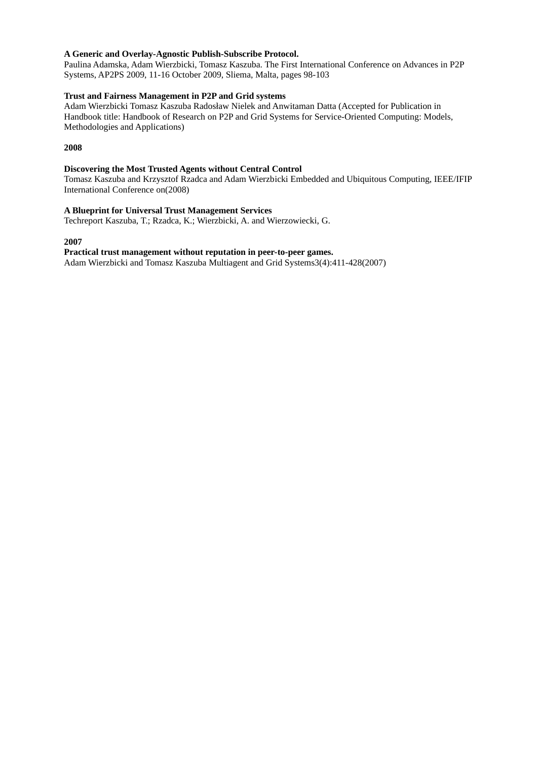**A Generic and Overlay-Agnostic Publish-Subscribe Protocol.**
Paulina Adamska, Adam Wierzbicki, Tomasz Kaszuba. The First International Conference on Advances in P2P Systems, AP2PS 2009, 11-16 October 2009, Sliema, Malta, pages 98-103

**Trust and Fairness Management in P2P and Grid systems**
Adam Wierzbicki Tomasz Kaszuba Radosław Nielek and Anwitaman Datta (Accepted for Publication in Handbook title: Handbook of Research on P2P and Grid Systems for Service-Oriented Computing: Models, Methodologies and Applications)

**2008**

**Discovering the Most Trusted Agents without Central Control**
Tomasz Kaszuba and Krzysztof Rzadca and Adam Wierzbicki Embedded and Ubiquitous Computing, IEEE/IFIP International Conference on(2008)

**A Blueprint for Universal Trust Management Services**
Techreport Kaszuba, T.; Rzadca, K.; Wierzbicki, A. and Wierzowiecki, G.

**2007**

**Practical trust management without reputation in peer-to-peer games.**
Adam Wierzbicki and Tomasz Kaszuba Multiagent and Grid Systems3(4):411-428(2007)